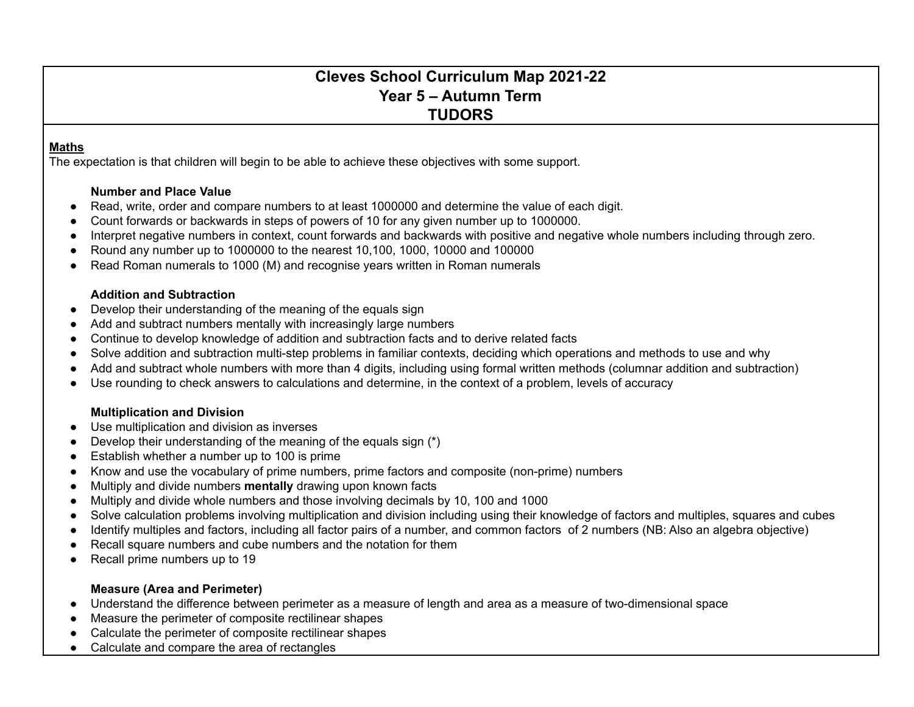# Cleves School Curriculum Map 2021-22
## Year 5 – Autumn Term
## TUDORS

**Maths**

The expectation is that children will begin to be able to achieve these objectives with some support.

**Number and Place Value**

- Read, write, order and compare numbers to at least 1000000 and determine the value of each digit.
- Count forwards or backwards in steps of powers of 10 for any given number up to 1000000.
- Interpret negative numbers in context, count forwards and backwards with positive and negative whole numbers including through zero.
- Round any number up to 1000000 to the nearest 10,100, 1000, 10000 and 100000
- Read Roman numerals to 1000 (M) and recognise years written in Roman numerals

**Addition and Subtraction**

- Develop their understanding of the meaning of the equals sign
- Add and subtract numbers mentally with increasingly large numbers
- Continue to develop knowledge of addition and subtraction facts and to derive related facts
- Solve addition and subtraction multi-step problems in familiar contexts, deciding which operations and methods to use and why
- Add and subtract whole numbers with more than 4 digits, including using formal written methods (columnar addition and subtraction)
- Use rounding to check answers to calculations and determine, in the context of a problem, levels of accuracy

**Multiplication and Division**

- Use multiplication and division as inverses
- Develop their understanding of the meaning of the equals sign (*)
- Establish whether a number up to 100 is prime
- Know and use the vocabulary of prime numbers, prime factors and composite (non-prime) numbers
- Multiply and divide numbers **mentally** drawing upon known facts
- Multiply and divide whole numbers and those involving decimals by 10, 100 and 1000
- Solve calculation problems involving multiplication and division including using their knowledge of factors and multiples, squares and cubes
- Identify multiples and factors, including all factor pairs of a number, and common factors of 2 numbers (NB: Also an algebra objective)
- Recall square numbers and cube numbers and the notation for them
- Recall prime numbers up to 19

**Measure (Area and Perimeter)**

- Understand the difference between perimeter as a measure of length and area as a measure of two-dimensional space
- Measure the perimeter of composite rectilinear shapes
- Calculate the perimeter of composite rectilinear shapes
- Calculate and compare the area of rectangles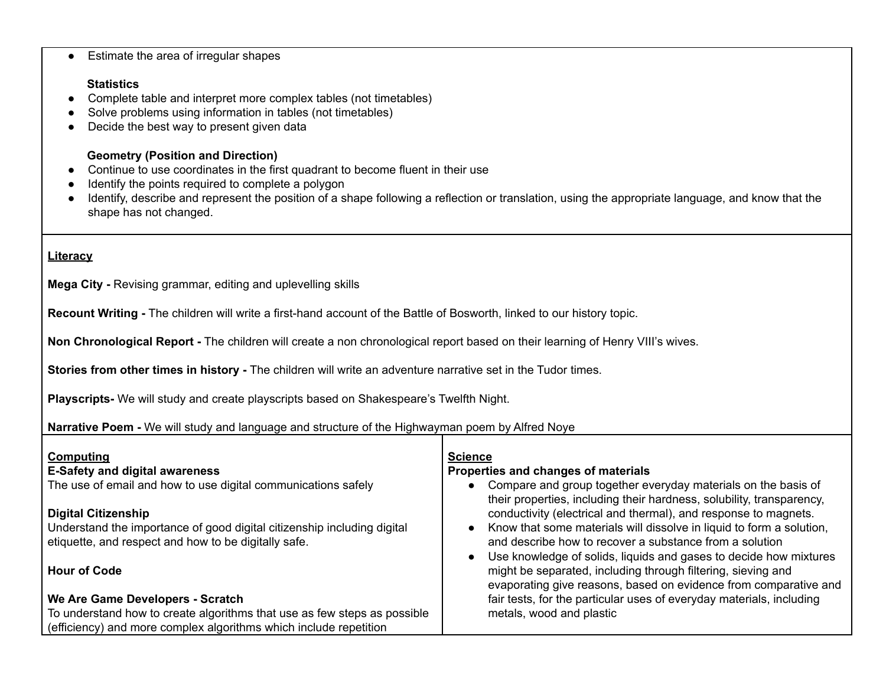- Estimate the area of irregular shapes

**Statistics**
- Complete table and interpret more complex tables (not timetables)
- Solve problems using information in tables (not timetables)
- Decide the best way to present given data

**Geometry (Position and Direction)**
- Continue to use coordinates in the first quadrant to become fluent in their use
- Identify the points required to complete a polygon
- Identify, describe and represent the position of a shape following a reflection or translation, using the appropriate language, and know that the shape has not changed.

## Literacy

**Mega City -** Revising grammar, editing and uplevelling skills

**Recount Writing -** The children will write a first-hand account of the Battle of Bosworth, linked to our history topic.

**Non Chronological Report -** The children will create a non chronological report based on their learning of Henry VIII's wives.

**Stories from other times in history -** The children will write an adventure narrative set in the Tudor times.

**Playscripts-** We will study and create playscripts based on Shakespeare's Twelfth Night.

**Narrative Poem -** We will study and language and structure of the Highwayman poem by Alfred Noye

## Computing

**E-Safety and digital awareness**
The use of email and how to use digital communications safely

**Digital Citizenship**
Understand the importance of good digital citizenship including digital etiquette, and respect and how to be digitally safe.

**Hour of Code**

**We Are Game Developers - Scratch**
To understand how to create algorithms that use as few steps as possible (efficiency) and more complex algorithms which include repetition

## Science

**Properties and changes of materials**
- Compare and group together everyday materials on the basis of their properties, including their hardness, solubility, transparency, conductivity (electrical and thermal), and response to magnets.
- Know that some materials will dissolve in liquid to form a solution, and describe how to recover a substance from a solution
- Use knowledge of solids, liquids and gases to decide how mixtures might be separated, including through filtering, sieving and evaporating give reasons, based on evidence from comparative and fair tests, for the particular uses of everyday materials, including metals, wood and plastic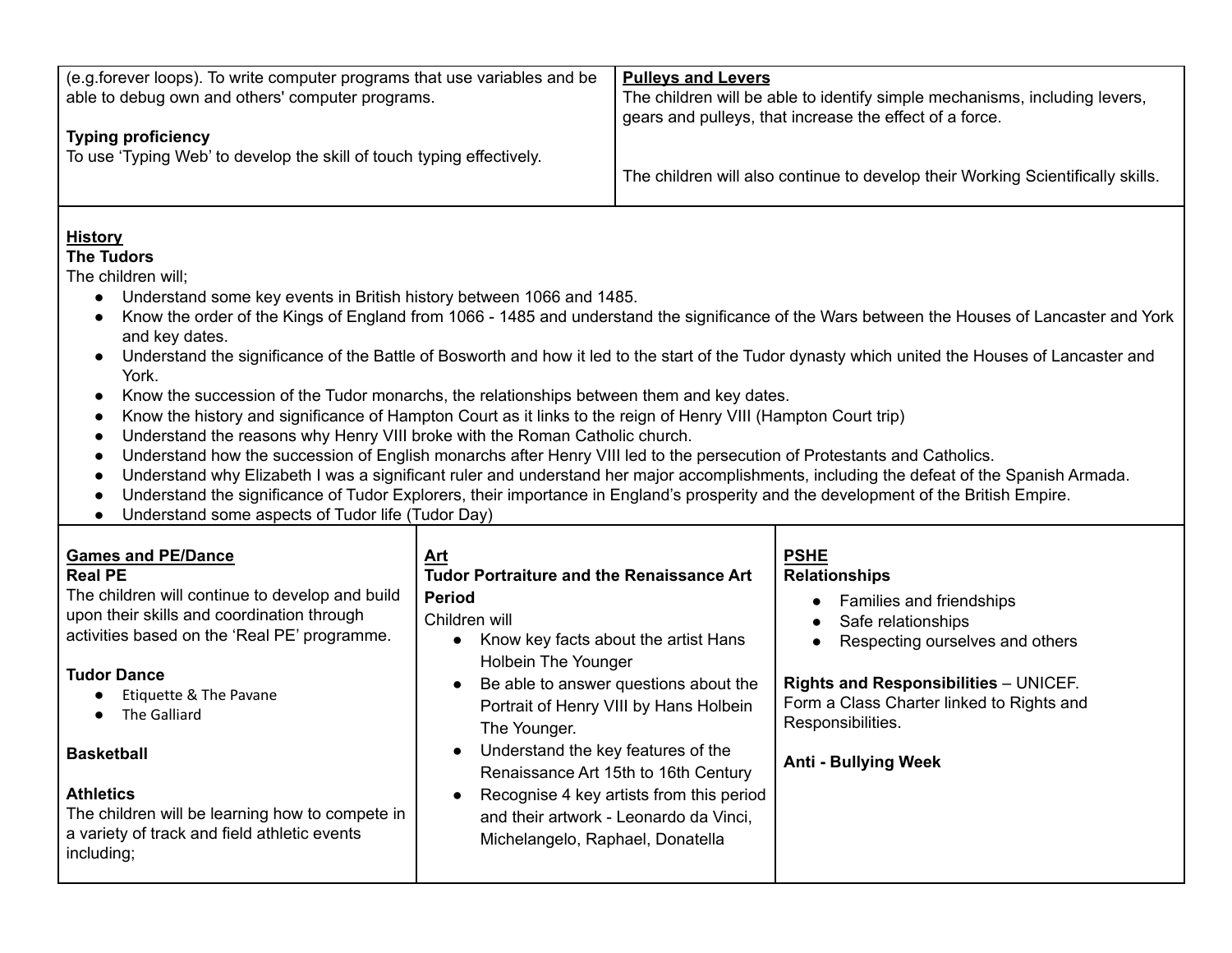(e.g.forever loops). To write computer programs that use variables and be able to debug own and others' computer programs.

**Typing proficiency**
To use 'Typing Web' to develop the skill of touch typing effectively.

**Pulleys and Levers**
The children will be able to identify simple mechanisms, including levers, gears and pulleys, that increase the effect of a force.

The children will also continue to develop their Working Scientifically skills.

## History

**The Tudors**

The children will;

- Understand some key events in British history between 1066 and 1485.
- Know the order of the Kings of England from 1066 - 1485 and understand the significance of the Wars between the Houses of Lancaster and York and key dates.
- Understand the significance of the Battle of Bosworth and how it led to the start of the Tudor dynasty which united the Houses of Lancaster and York.
- Know the succession of the Tudor monarchs, the relationships between them and key dates.
- Know the history and significance of Hampton Court as it links to the reign of Henry VIII (Hampton Court trip)
- Understand the reasons why Henry VIII broke with the Roman Catholic church.
- Understand how the succession of English monarchs after Henry VIII led to the persecution of Protestants and Catholics.
- Understand why Elizabeth I was a significant ruler and understand her major accomplishments, including the defeat of the Spanish Armada.
- Understand the significance of Tudor Explorers, their importance in England's prosperity and the development of the British Empire.
- Understand some aspects of Tudor life (Tudor Day)

## Games and PE/Dance

**Real PE**

The children will continue to develop and build upon their skills and coordination through activities based on the 'Real PE' programme.

**Tudor Dance**

- Etiquette & The Pavane
- The Galliard

**Basketball**

**Athletics**

The children will be learning how to compete in a variety of track and field athletic events including;

## Art

**Tudor Portraiture and the Renaissance Art Period**

Children will

- Know key facts about the artist Hans Holbein The Younger
- Be able to answer questions about the Portrait of Henry VIII by Hans Holbein The Younger.
- Understand the key features of the Renaissance Art 15th to 16th Century
- Recognise 4 key artists from this period and their artwork - Leonardo da Vinci, Michelangelo, Raphael, Donatella

## PSHE

**Relationships**

- Families and friendships
- Safe relationships
- Respecting ourselves and others

**Rights and Responsibilities** – UNICEF.
Form a Class Charter linked to Rights and Responsibilities.

**Anti - Bullying Week**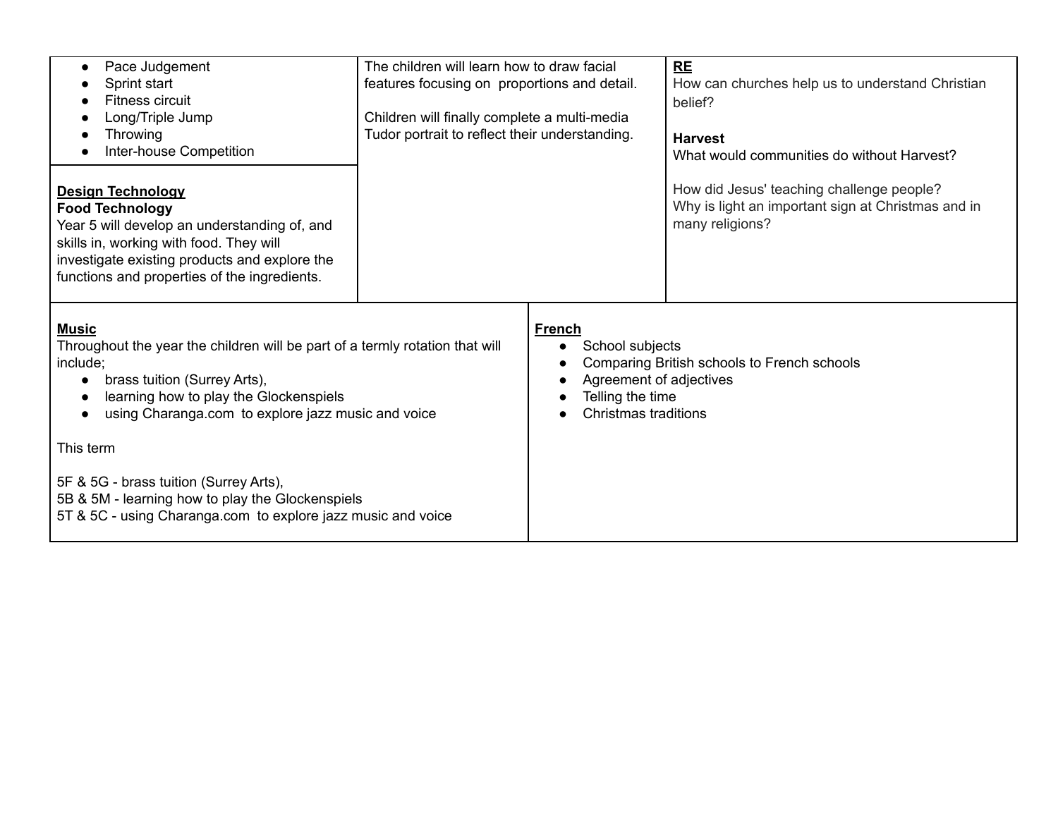- Pace Judgement
- Sprint start
- Fitness circuit
- Long/Triple Jump
- Throwing
- Inter-house Competition

**Design Technology**
**Food Technology**
Year 5 will develop an understanding of, and skills in, working with food. They will investigate existing products and explore the functions and properties of the ingredients.

The children will learn how to draw facial features focusing on proportions and detail.

Children will finally complete a multi-media Tudor portrait to reflect their understanding.

**RE**
How can churches help us to understand Christian belief?

**Harvest**
What would communities do without Harvest?

How did Jesus' teaching challenge people?
Why is light an important sign at Christmas and in many religions?

**Music**
Throughout the year the children will be part of a termly rotation that will include;

- brass tuition (Surrey Arts),
- learning how to play the Glockenspiels
- using Charanga.com to explore jazz music and voice

This term

5F & 5G - brass tuition (Surrey Arts),
5B & 5M - learning how to play the Glockenspiels
5T & 5C - using Charanga.com to explore jazz music and voice

**French**

- School subjects
- Comparing British schools to French schools
- Agreement of adjectives
- Telling the time
- Christmas traditions